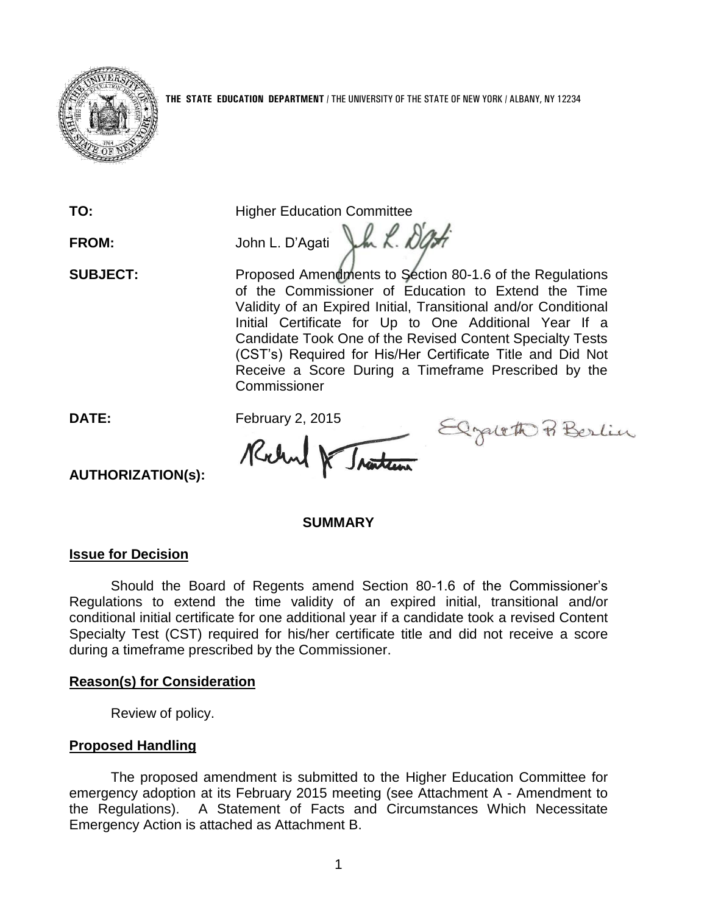**THE STATE EDUCATION DEPARTMENT** / THE UNIVERSITY OF THE STATE OF NEW YORK / ALBANY, NY 12234

**TO:** Higher Education Committee

**FROM:** John L. D'Agati

**SUBJECT:** Proposed Amendments to Section 80-1.6 of the Regulations of the Commissioner of Education to Extend the Time Validity of an Expired Initial, Transitional and/or Conditional Initial Certificate for Up to One Additional Year If a Candidate Took One of the Revised Content Specialty Tests (CST's) Required for His/Her Certificate Title and Did Not Receive a Score During a Timeframe Prescribed by the Commissioner

**DATE:** February 2, 2015

**AUTHORIZATION(s):**

## SUMMARY

### Issue for Decision

Should the Board of Regents amend Section 80-1.6 of the Commissioner's Regulations to extend the time validity of an expired initial, transitional and/or conditional initial certificate for one additional year if a candidate took a revised Content Specialty Test (CST) required for his/her certificate title and did not receive a score during a timeframe prescribed by the Commissioner.

### Reason(s) for Consideration

Review of policy.

### Proposed Handling

The proposed amendment is submitted to the Higher Education Committee for emergency adoption at its February 2015 meeting (see Attachment A - Amendment to the Regulations). A Statement of Facts and Circumstances Which Necessitate Emergency Action is attached as Attachment B.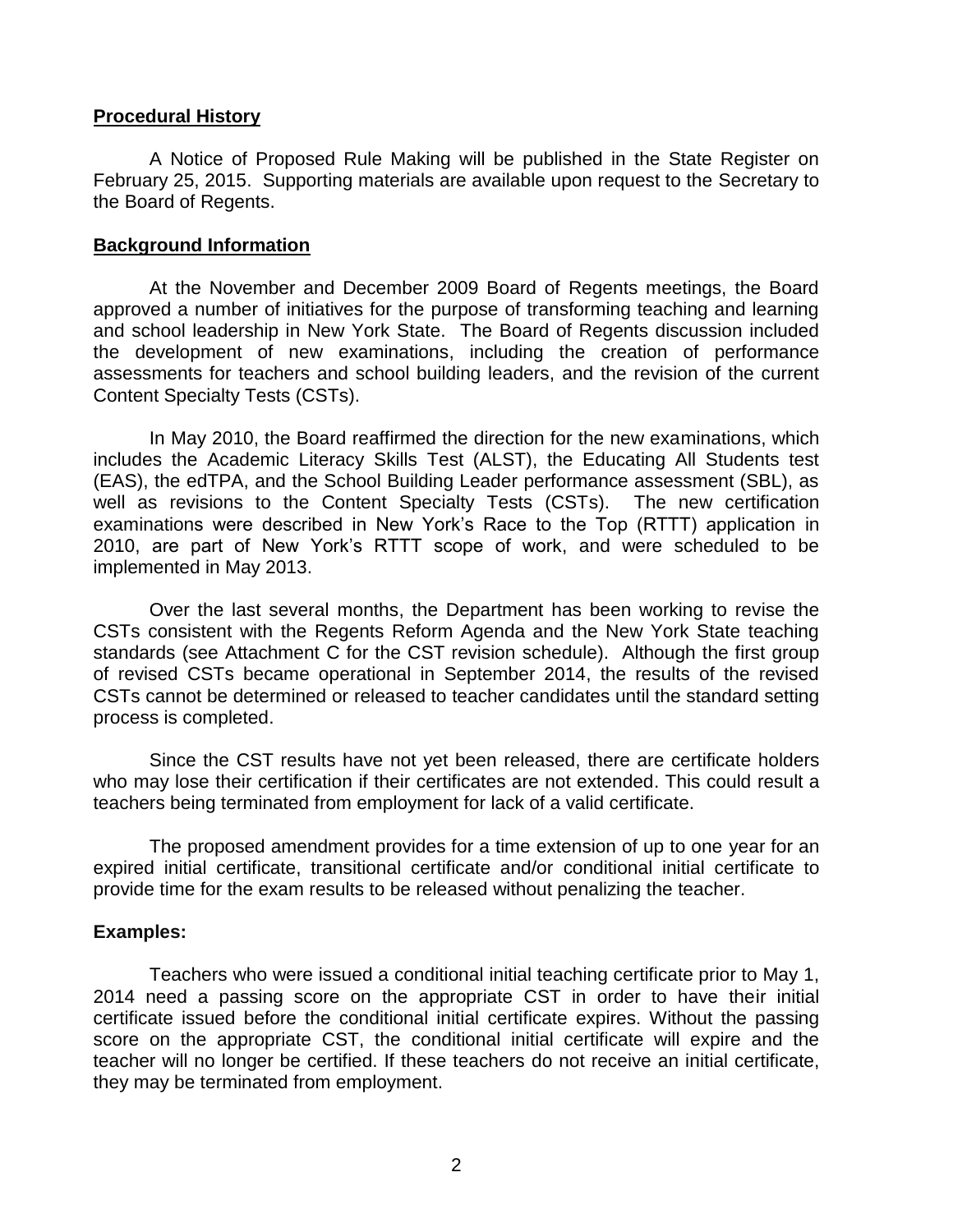## Procedural History

A Notice of Proposed Rule Making will be published in the State Register on February 25, 2015. Supporting materials are available upon request to the Secretary to the Board of Regents.

## Background Information

At the November and December 2009 Board of Regents meetings, the Board approved a number of initiatives for the purpose of transforming teaching and learning and school leadership in New York State. The Board of Regents discussion included the development of new examinations, including the creation of performance assessments for teachers and school building leaders, and the revision of the current Content Specialty Tests (CSTs).

In May 2010, the Board reaffirmed the direction for the new examinations, which includes the Academic Literacy Skills Test (ALST), the Educating All Students test (EAS), the edTPA, and the School Building Leader performance assessment (SBL), as well as revisions to the Content Specialty Tests (CSTs). The new certification examinations were described in New York's Race to the Top (RTTT) application in 2010, are part of New York's RTTT scope of work, and were scheduled to be implemented in May 2013.

Over the last several months, the Department has been working to revise the CSTs consistent with the Regents Reform Agenda and the New York State teaching standards (see Attachment C for the CST revision schedule). Although the first group of revised CSTs became operational in September 2014, the results of the revised CSTs cannot be determined or released to teacher candidates until the standard setting process is completed.

Since the CST results have not yet been released, there are certificate holders who may lose their certification if their certificates are not extended. This could result a teachers being terminated from employment for lack of a valid certificate.

The proposed amendment provides for a time extension of up to one year for an expired initial certificate, transitional certificate and/or conditional initial certificate to provide time for the exam results to be released without penalizing the teacher.

**Examples:**

Teachers who were issued a conditional initial teaching certificate prior to May 1, 2014 need a passing score on the appropriate CST in order to have their initial certificate issued before the conditional initial certificate expires. Without the passing score on the appropriate CST, the conditional initial certificate will expire and the teacher will no longer be certified. If these teachers do not receive an initial certificate, they may be terminated from employment.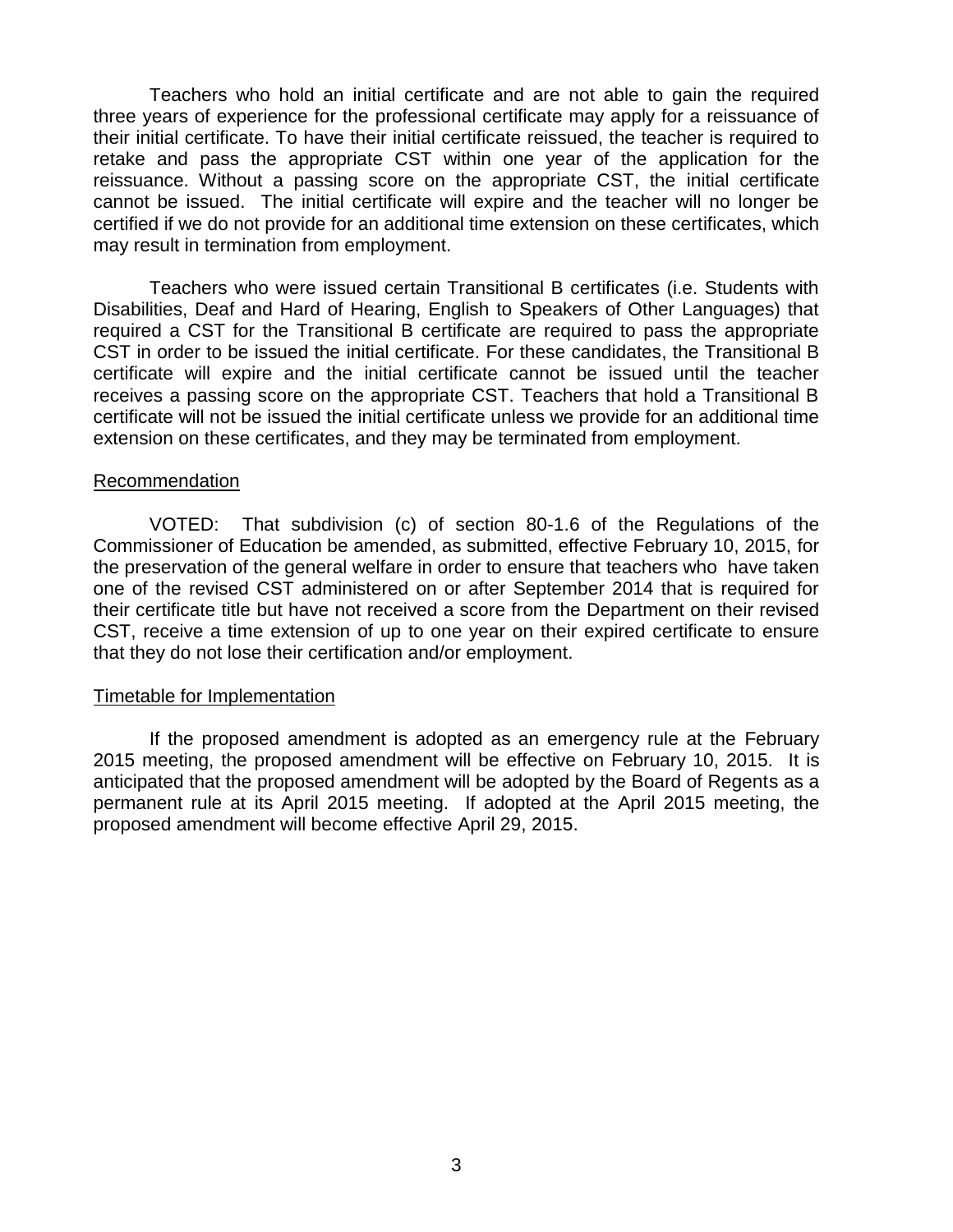Teachers who hold an initial certificate and are not able to gain the required three years of experience for the professional certificate may apply for a reissuance of their initial certificate. To have their initial certificate reissued, the teacher is required to retake and pass the appropriate CST within one year of the application for the reissuance. Without a passing score on the appropriate CST, the initial certificate cannot be issued. The initial certificate will expire and the teacher will no longer be certified if we do not provide for an additional time extension on these certificates, which may result in termination from employment.

Teachers who were issued certain Transitional B certificates (i.e. Students with Disabilities, Deaf and Hard of Hearing, English to Speakers of Other Languages) that required a CST for the Transitional B certificate are required to pass the appropriate CST in order to be issued the initial certificate. For these candidates, the Transitional B certificate will expire and the initial certificate cannot be issued until the teacher receives a passing score on the appropriate CST. Teachers that hold a Transitional B certificate will not be issued the initial certificate unless we provide for an additional time extension on these certificates, and they may be terminated from employment.

## Recommendation

VOTED: That subdivision (c) of section 80-1.6 of the Regulations of the Commissioner of Education be amended, as submitted, effective February 10, 2015, for the preservation of the general welfare in order to ensure that teachers who have taken one of the revised CST administered on or after September 2014 that is required for their certificate title but have not received a score from the Department on their revised CST, receive a time extension of up to one year on their expired certificate to ensure that they do not lose their certification and/or employment.

## Timetable for Implementation

If the proposed amendment is adopted as an emergency rule at the February 2015 meeting, the proposed amendment will be effective on February 10, 2015. It is anticipated that the proposed amendment will be adopted by the Board of Regents as a permanent rule at its April 2015 meeting. If adopted at the April 2015 meeting, the proposed amendment will become effective April 29, 2015.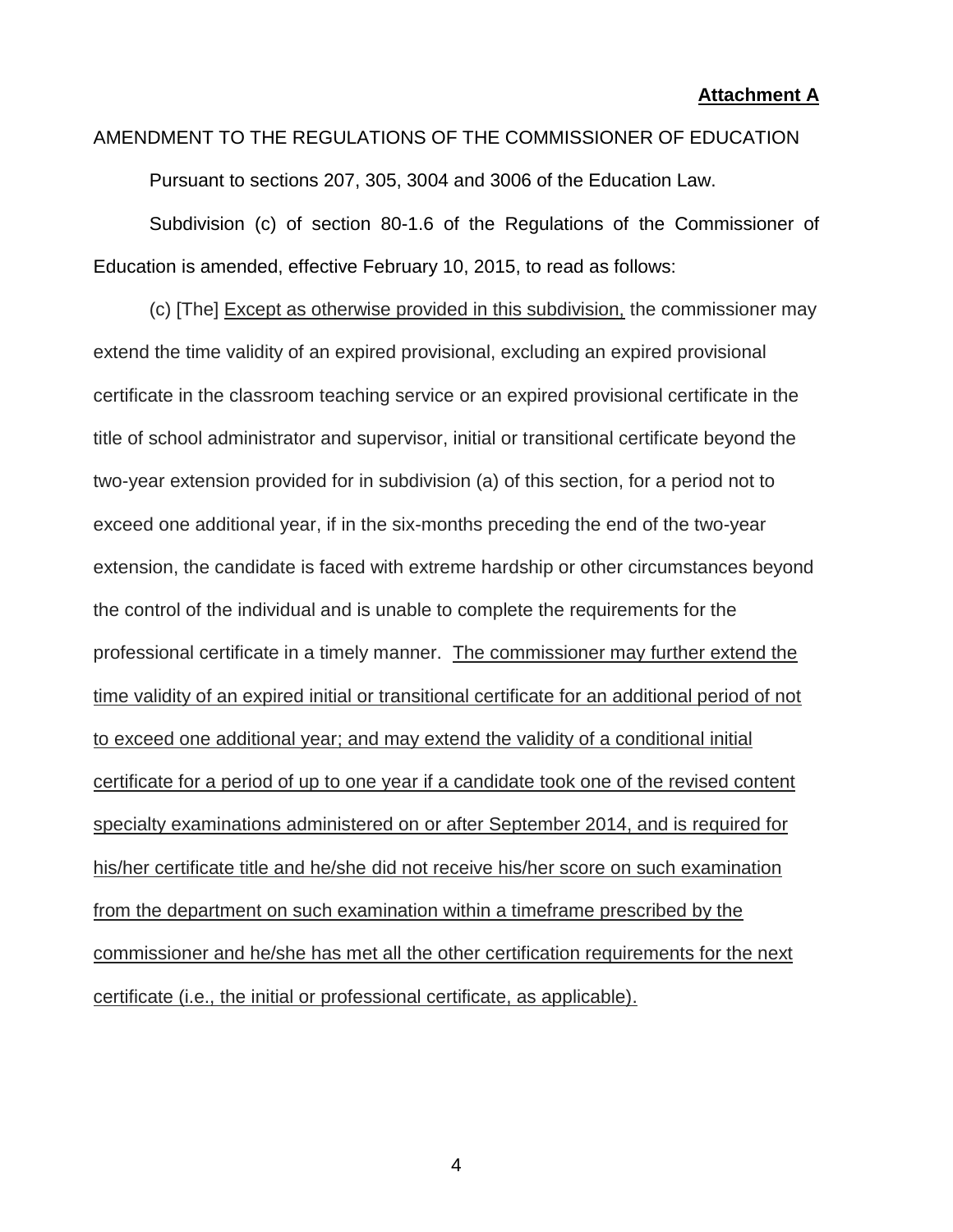**Attachment A**

AMENDMENT TO THE REGULATIONS OF THE COMMISSIONER OF EDUCATION

Pursuant to sections 207, 305, 3004 and 3006 of the Education Law.

Subdivision (c) of section 80-1.6 of the Regulations of the Commissioner of Education is amended, effective February 10, 2015, to read as follows:

(c) [The] <u>Except as otherwise provided in this subdivision,</u> the commissioner may extend the time validity of an expired provisional, excluding an expired provisional certificate in the classroom teaching service or an expired provisional certificate in the title of school administrator and supervisor, initial or transitional certificate beyond the two-year extension provided for in subdivision (a) of this section, for a period not to exceed one additional year, if in the six-months preceding the end of the two-year extension, the candidate is faced with extreme hardship or other circumstances beyond the control of the individual and is unable to complete the requirements for the professional certificate in a timely manner. <u>The commissioner may further extend the time validity of an expired initial or transitional certificate for an additional period of not to exceed one additional year; and may extend the validity of a conditional initial certificate for a period of up to one year if a candidate took one of the revised content specialty examinations administered on or after September 2014, and is required for his/her certificate title and he/she did not receive his/her score on such examination from the department on such examination within a timeframe prescribed by the commissioner and he/she has met all the other certification requirements for the next certificate (i.e., the initial or professional certificate, as applicable).</u>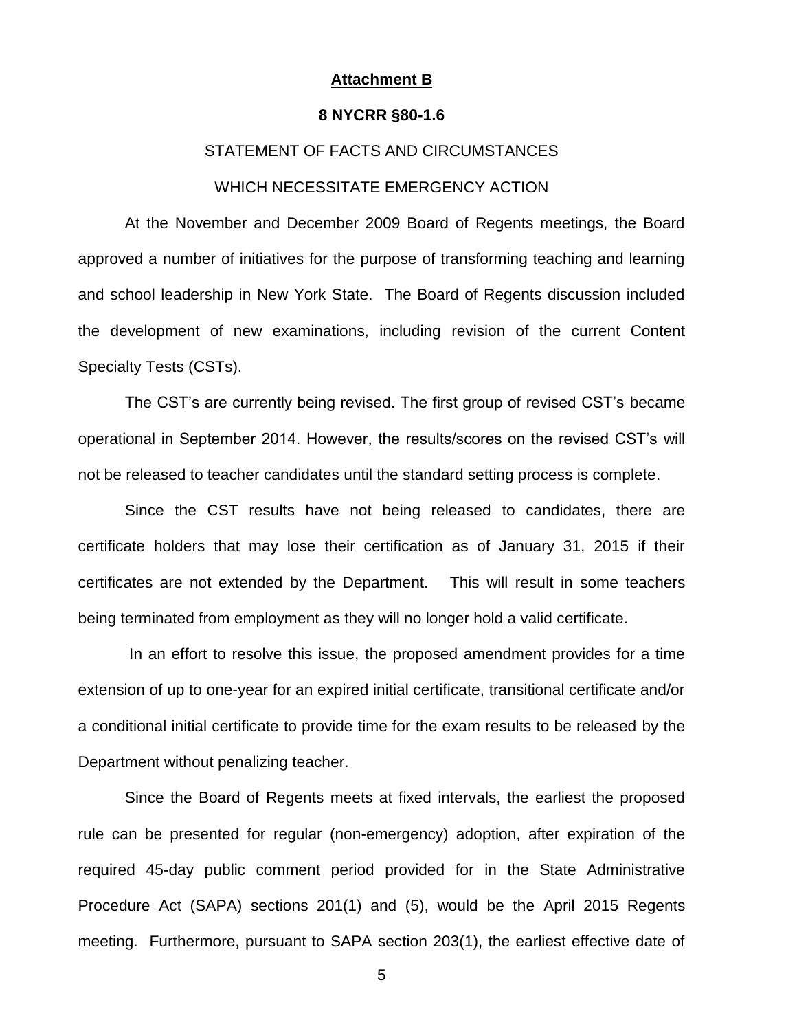**Attachment B**

**8 NYCRR §80-1.6**

STATEMENT OF FACTS AND CIRCUMSTANCES

WHICH NECESSITATE EMERGENCY ACTION

At the November and December 2009 Board of Regents meetings, the Board approved a number of initiatives for the purpose of transforming teaching and learning and school leadership in New York State. The Board of Regents discussion included the development of new examinations, including revision of the current Content Specialty Tests (CSTs).

The CST's are currently being revised. The first group of revised CST's became operational in September 2014. However, the results/scores on the revised CST's will not be released to teacher candidates until the standard setting process is complete.

Since the CST results have not being released to candidates, there are certificate holders that may lose their certification as of January 31, 2015 if their certificates are not extended by the Department. This will result in some teachers being terminated from employment as they will no longer hold a valid certificate.

In an effort to resolve this issue, the proposed amendment provides for a time extension of up to one-year for an expired initial certificate, transitional certificate and/or a conditional initial certificate to provide time for the exam results to be released by the Department without penalizing teacher.

Since the Board of Regents meets at fixed intervals, the earliest the proposed rule can be presented for regular (non-emergency) adoption, after expiration of the required 45-day public comment period provided for in the State Administrative Procedure Act (SAPA) sections 201(1) and (5), would be the April 2015 Regents meeting. Furthermore, pursuant to SAPA section 203(1), the earliest effective date of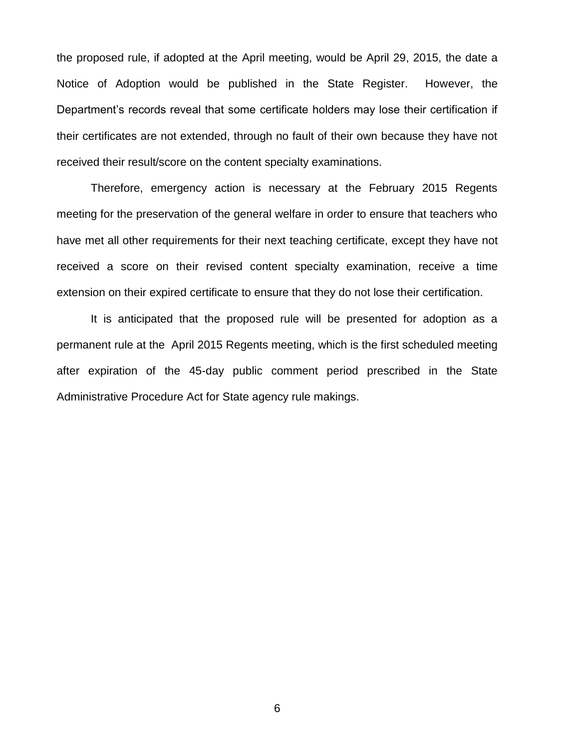the proposed rule, if adopted at the April meeting, would be April 29, 2015, the date a Notice of Adoption would be published in the State Register. However, the Department's records reveal that some certificate holders may lose their certification if their certificates are not extended, through no fault of their own because they have not received their result/score on the content specialty examinations.

Therefore, emergency action is necessary at the February 2015 Regents meeting for the preservation of the general welfare in order to ensure that teachers who have met all other requirements for their next teaching certificate, except they have not received a score on their revised content specialty examination, receive a time extension on their expired certificate to ensure that they do not lose their certification.

It is anticipated that the proposed rule will be presented for adoption as a permanent rule at the April 2015 Regents meeting, which is the first scheduled meeting after expiration of the 45-day public comment period prescribed in the State Administrative Procedure Act for State agency rule makings.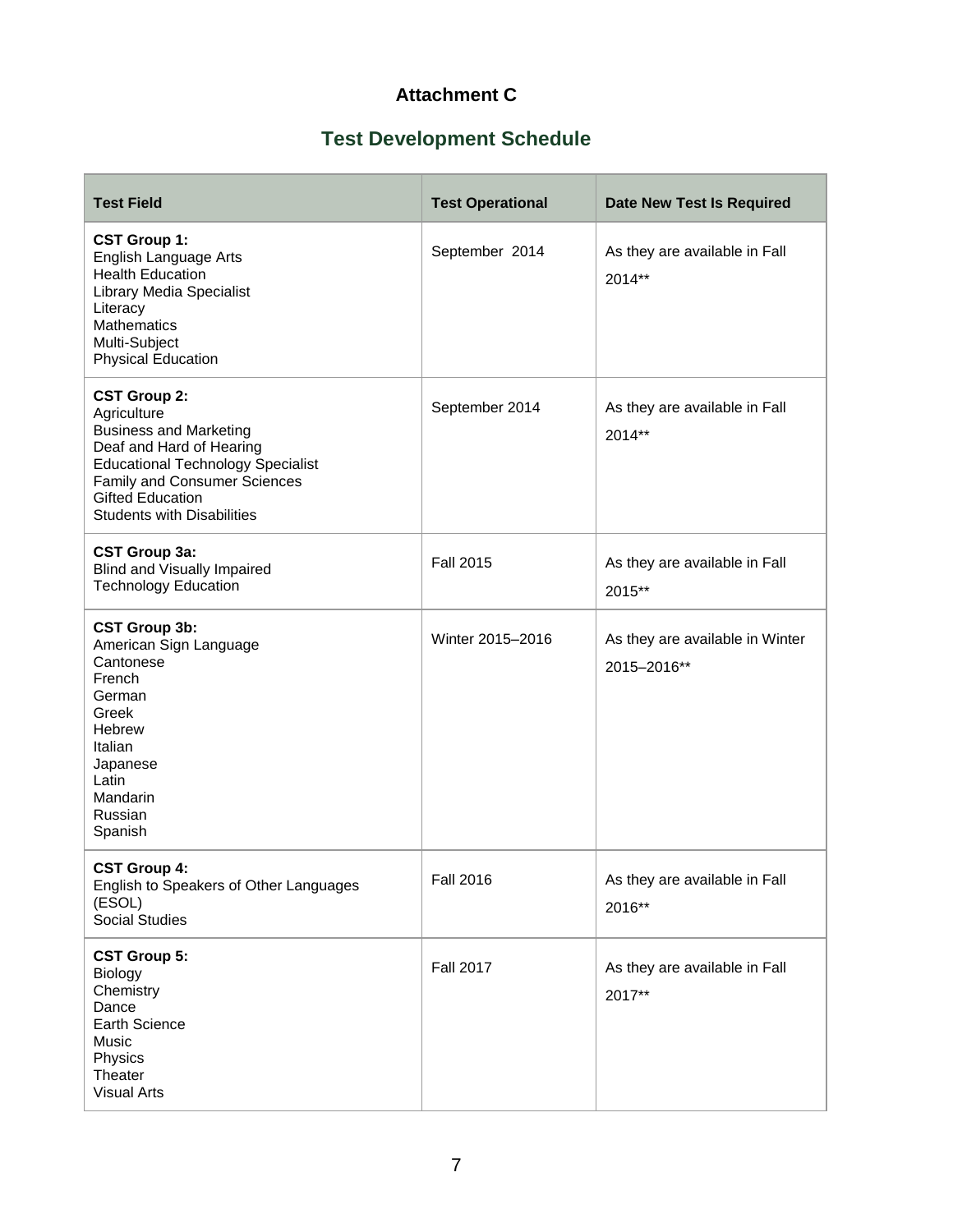# Attachment C

## Test Development Schedule

| Test Field | Test Operational | Date New Test Is Required |
|---|---|---|
| **CST Group 1:**<br>English Language Arts<br>Health Education<br>Library Media Specialist<br>Literacy<br>Mathematics<br>Multi-Subject<br>Physical Education | September 2014 | As they are available in Fall 2014** |
| **CST Group 2:**<br>Agriculture<br>Business and Marketing<br>Deaf and Hard of Hearing<br>Educational Technology Specialist<br>Family and Consumer Sciences<br>Gifted Education<br>Students with Disabilities | September 2014 | As they are available in Fall 2014** |
| **CST Group 3a:**<br>Blind and Visually Impaired<br>Technology Education | Fall 2015 | As they are available in Fall 2015** |
| **CST Group 3b:**<br>American Sign Language<br>Cantonese<br>French<br>German<br>Greek<br>Hebrew<br>Italian<br>Japanese<br>Latin<br>Mandarin<br>Russian<br>Spanish | Winter 2015–2016 | As they are available in Winter 2015–2016** |
| **CST Group 4:**<br>English to Speakers of Other Languages (ESOL)<br>Social Studies | Fall 2016 | As they are available in Fall 2016** |
| **CST Group 5:**<br>Biology<br>Chemistry<br>Dance<br>Earth Science<br>Music<br>Physics<br>Theater<br>Visual Arts | Fall 2017 | As they are available in Fall 2017** |